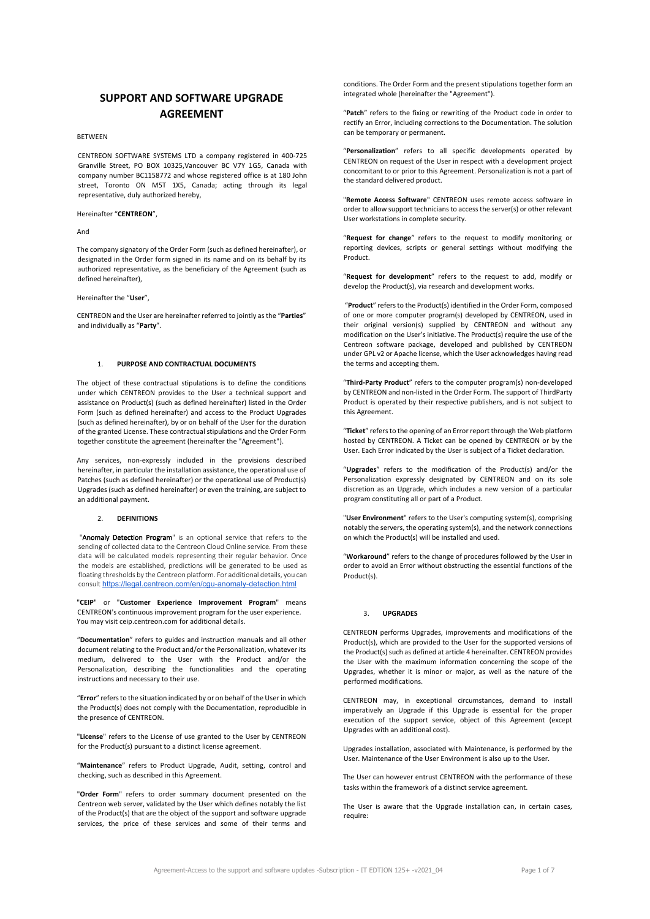# SUPPORT AND SOFTWARE UPGRADE AGREEMENT

BETWEEN

CENTREON SOFTWARE SYSTEMS LTD a company registered in 400-725 Granville Street, PO BOX 10325,Vancouver BC V7Y 1G5, Canada with company number BC1158772 and whose registered office is at 180 John street, Toronto ON M5T 1X5, Canada; acting through its legal representative, duly authorized hereby,

Hereinafter "**CENTREON**",

And

The company signatory of the Order Form (such as defined hereinafter), or designated in the Order form signed in its name and on its behalf by its authorized representative, as the beneficiary of the Agreement (such as defined hereinafter),

Hereinafter the "**User**",

CENTREON and the User are hereinafter referred to jointly as the "**Parties**" and individually as "**Party**".

## 1. PURPOSE AND CONTRACTUAL DOCUMENTS

The object of these contractual stipulations is to define the conditions under which CENTREON provides to the User a technical support and assistance on Product(s) (such as defined hereinafter) listed in the Order Form (such as defined hereinafter) and access to the Product Upgrades (such as defined hereinafter), by or on behalf of the User for the duration of the granted License. These contractual stipulations and the Order Form together constitute the agreement (hereinafter the "Agreement").

Any services, non-expressly included in the provisions described hereinafter, in particular the installation assistance, the operational use of Patches (such as defined hereinafter) or the operational use of Product(s) Upgrades (such as defined hereinafter) or even the training, are subject to an additional payment.

## 2. DEFINITIONS

"**Anomaly Detection Program**" is an optional service that refers to the sending of collected data to the Centreon Cloud Online service. From these data will be calculated models representing their regular behavior. Once the models are established, predictions will be generated to be used as floating thresholds by the Centreon platform. For additional details, you can consult https://legal.centreon.com/en/cgu-anomaly-detection.html

"**CEIP**" or "**Customer Experience Improvement Program**" means CENTREON's continuous improvement program for the user experience. You may visit ceip.centreon.com for additional details.

"**Documentation**" refers to guides and instruction manuals and all other document relating to the Product and/or the Personalization, whatever its medium, delivered to the User with the Product and/or the Personalization, describing the functionalities and the operating instructions and necessary to their use.

"**Error**" refers to the situation indicated by or on behalf of the User in which the Product(s) does not comply with the Documentation, reproducible in the presence of CENTREON.

"**License**" refers to the License of use granted to the User by CENTREON for the Product(s) pursuant to a distinct license agreement.

"**Maintenance**" refers to Product Upgrade, Audit, setting, control and checking, such as described in this Agreement.

"**Order Form**" refers to order summary document presented on the Centreon web server, validated by the User which defines notably the list of the Product(s) that are the object of the support and software upgrade services, the price of these services and some of their terms and conditions. The Order Form and the present stipulations together form an integrated whole (hereinafter the "Agreement").

"**Patch**" refers to the fixing or rewriting of the Product code in order to rectify an Error, including corrections to the Documentation. The solution can be temporary or permanent.

"**Personalization**" refers to all specific developments operated by CENTREON on request of the User in respect with a development project concomitant to or prior to this Agreement. Personalization is not a part of the standard delivered product.

"**Remote Access Software**" CENTREON uses remote access software in order to allow support technicians to access the server(s) or other relevant User workstations in complete security.

"**Request for change**" refers to the request to modify monitoring or reporting devices, scripts or general settings without modifying the Product.

"**Request for development**" refers to the request to add, modify or develop the Product(s), via research and development works.

"**Product**" refers to the Product(s) identified in the Order Form, composed of one or more computer program(s) developed by CENTREON, used in their original version(s) supplied by CENTREON and without any modification on the User's initiative. The Product(s) require the use of the Centreon software package, developed and published by CENTREON under GPL v2 or Apache license, which the User acknowledges having read the terms and accepting them.

"**Third-Party Product**" refers to the computer program(s) non-developed by CENTREON and non-listed in the Order Form. The support of ThirdParty Product is operated by their respective publishers, and is not subject to this Agreement.

"**Ticket**" refers to the opening of an Error report through the Web platform hosted by CENTREON. A Ticket can be opened by CENTREON or by the User. Each Error indicated by the User is subject of a Ticket declaration.

"**Upgrades**" refers to the modification of the Product(s) and/or the Personalization expressly designated by CENTREON and on its sole discretion as an Upgrade, which includes a new version of a particular program constituting all or part of a Product.

"**User Environment**" refers to the User's computing system(s), comprising notably the servers, the operating system(s), and the network connections on which the Product(s) will be installed and used.

"**Workaround**" refers to the change of procedures followed by the User in order to avoid an Error without obstructing the essential functions of the Product(s).

## 3. UPGRADES

CENTREON performs Upgrades, improvements and modifications of the Product(s), which are provided to the User for the supported versions of the Product(s) such as defined at article 4 hereinafter. CENTREON provides the User with the maximum information concerning the scope of the Upgrades, whether it is minor or major, as well as the nature of the performed modifications.

CENTREON may, in exceptional circumstances, demand to install imperatively an Upgrade if this Upgrade is essential for the proper execution of the support service, object of this Agreement (except Upgrades with an additional cost).

Upgrades installation, associated with Maintenance, is performed by the User. Maintenance of the User Environment is also up to the User.

The User can however entrust CENTREON with the performance of these tasks within the framework of a distinct service agreement.

The User is aware that the Upgrade installation can, in certain cases, require: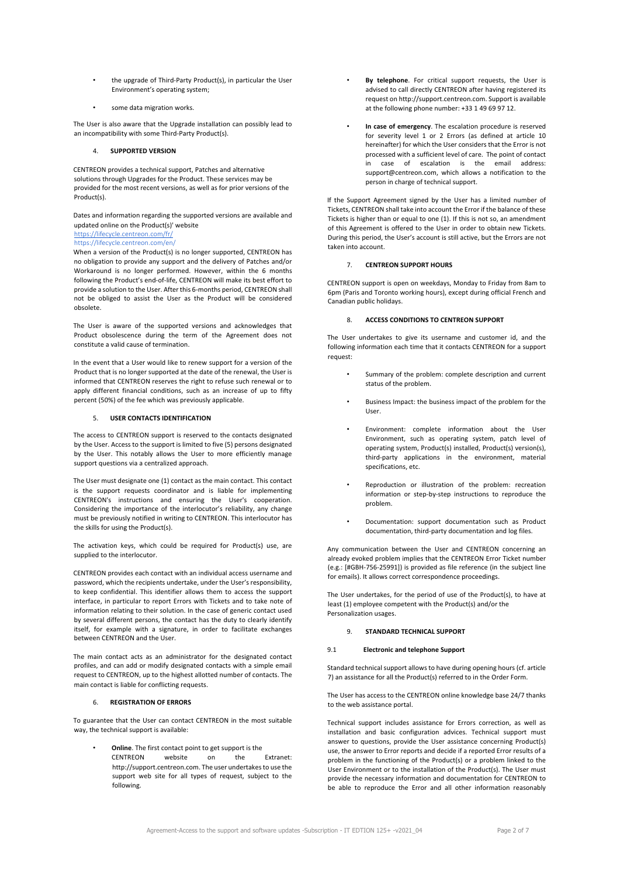- the upgrade of Third-Party Product(s), in particular the User Environment's operating system;
- some data migration works.

The User is also aware that the Upgrade installation can possibly lead to an incompatibility with some Third-Party Product(s).

## 4. SUPPORTED VERSION

CENTREON provides a technical support, Patches and alternative solutions through Upgrades for the Product. These services may be provided for the most recent versions, as well as for prior versions of the Product(s).

Dates and information regarding the supported versions are available and updated online on the Product(s)' website
https://lifecycle.centreon.com/fr/
https://lifecycle.centreon.com/en/

When a version of the Product(s) is no longer supported, CENTREON has no obligation to provide any support and the delivery of Patches and/or Workaround is no longer performed. However, within the 6 months following the Product's end-of-life, CENTREON will make its best effort to provide a solution to the User. After this 6-months period, CENTREON shall not be obliged to assist the User as the Product will be considered obsolete.

The User is aware of the supported versions and acknowledges that Product obsolescence during the term of the Agreement does not constitute a valid cause of termination.

In the event that a User would like to renew support for a version of the Product that is no longer supported at the date of the renewal, the User is informed that CENTREON reserves the right to refuse such renewal or to apply different financial conditions, such as an increase of up to fifty percent (50%) of the fee which was previously applicable.

## 5. USER CONTACTS IDENTIFICATION

The access to CENTREON support is reserved to the contacts designated by the User. Access to the support is limited to five (5) persons designated by the User. This notably allows the User to more efficiently manage support questions via a centralized approach.

The User must designate one (1) contact as the main contact. This contact is the support requests coordinator and is liable for implementing CENTREON's instructions and ensuring the User's cooperation. Considering the importance of the interlocutor's reliability, any change must be previously notified in writing to CENTREON. This interlocutor has the skills for using the Product(s).

The activation keys, which could be required for Product(s) use, are supplied to the interlocutor.

CENTREON provides each contact with an individual access username and password, which the recipients undertake, under the User's responsibility, to keep confidential. This identifier allows them to access the support interface, in particular to report Errors with Tickets and to take note of information relating to their solution. In the case of generic contact used by several different persons, the contact has the duty to clearly identify itself, for example with a signature, in order to facilitate exchanges between CENTREON and the User.

The main contact acts as an administrator for the designated contact profiles, and can add or modify designated contacts with a simple email request to CENTREON, up to the highest allotted number of contacts. The main contact is liable for conflicting requests.

## 6. REGISTRATION OF ERRORS

To guarantee that the User can contact CENTREON in the most suitable way, the technical support is available:

- **Online**. The first contact point to get support is the CENTREON website on the Extranet: http://support.centreon.com. The user undertakes to use the support web site for all types of request, subject to the following.
- **By telephone**. For critical support requests, the User is advised to call directly CENTREON after having registered its request on http://support.centreon.com. Support is available at the following phone number: +33 1 49 69 97 12.
- **In case of emergency**. The escalation procedure is reserved for severity level 1 or 2 Errors (as defined at article 10 hereinafter) for which the User considers that the Error is not processed with a sufficient level of care. The point of contact in case of escalation is the email address: support@centreon.com, which allows a notification to the person in charge of technical support.

If the Support Agreement signed by the User has a limited number of Tickets, CENTREON shall take into account the Error if the balance of these Tickets is higher than or equal to one (1). If this is not so, an amendment of this Agreement is offered to the User in order to obtain new Tickets. During this period, the User's account is still active, but the Errors are not taken into account.

## 7. CENTREON SUPPORT HOURS

CENTREON support is open on weekdays, Monday to Friday from 8am to 6pm (Paris and Toronto working hours), except during official French and Canadian public holidays.

## 8. ACCESS CONDITIONS TO CENTREON SUPPORT

The User undertakes to give its username and customer id, and the following information each time that it contacts CENTREON for a support request:

- Summary of the problem: complete description and current status of the problem.
- Business Impact: the business impact of the problem for the User.
- Environment: complete information about the User Environment, such as operating system, patch level of operating system, Product(s) installed, Product(s) version(s), third-party applications in the environment, material specifications, etc.
- Reproduction or illustration of the problem: recreation information or step-by-step instructions to reproduce the problem.
- Documentation: support documentation such as Product documentation, third-party documentation and log files.

Any communication between the User and CENTREON concerning an already evoked problem implies that the CENTREON Error Ticket number (e.g.: [#GBH-756-25991]) is provided as file reference (in the subject line for emails). It allows correct correspondence proceedings.

The User undertakes, for the period of use of the Product(s), to have at least (1) employee competent with the Product(s) and/or the Personalization usages.

## 9. STANDARD TECHNICAL SUPPORT

### 9.1 Electronic and telephone Support

Standard technical support allows to have during opening hours (cf. article 7) an assistance for all the Product(s) referred to in the Order Form.

The User has access to the CENTREON online knowledge base 24/7 thanks to the web assistance portal.

Technical support includes assistance for Errors correction, as well as installation and basic configuration advices. Technical support must answer to questions, provide the User assistance concerning Product(s) use, the answer to Error reports and decide if a reported Error results of a problem in the functioning of the Product(s) or a problem linked to the User Environment or to the installation of the Product(s). The User must provide the necessary information and documentation for CENTREON to be able to reproduce the Error and all other information reasonably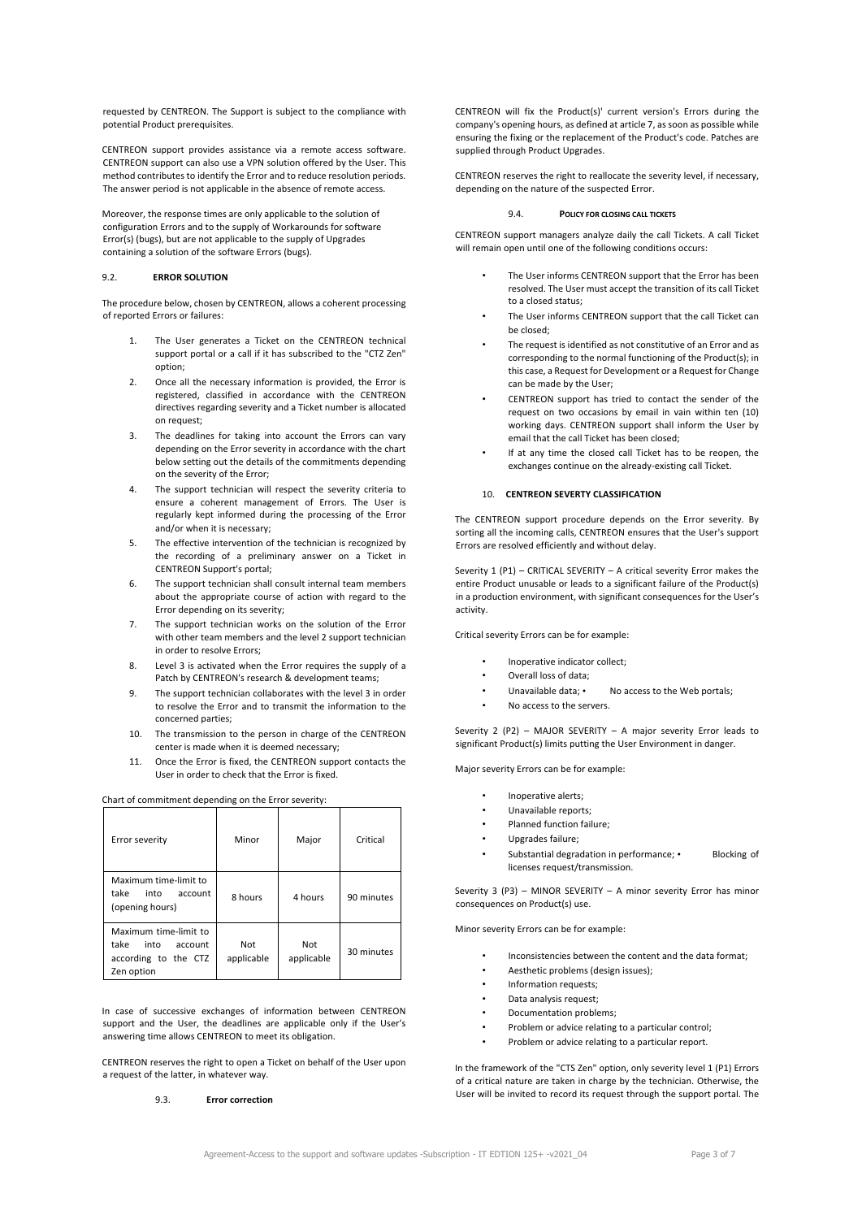requested by CENTREON. The Support is subject to the compliance with potential Product prerequisites.

CENTREON support provides assistance via a remote access software. CENTREON support can also use a VPN solution offered by the User. This method contributes to identify the Error and to reduce resolution periods. The answer period is not applicable in the absence of remote access.

Moreover, the response times are only applicable to the solution of configuration Errors and to the supply of Workarounds for software Error(s) (bugs), but are not applicable to the supply of Upgrades containing a solution of the software Errors (bugs).

### 9.2. ERROR SOLUTION

The procedure below, chosen by CENTREON, allows a coherent processing of reported Errors or failures:

1. The User generates a Ticket on the CENTREON technical support portal or a call if it has subscribed to the "CTZ Zen" option;
2. Once all the necessary information is provided, the Error is registered, classified in accordance with the CENTREON directives regarding severity and a Ticket number is allocated on request;
3. The deadlines for taking into account the Errors can vary depending on the Error severity in accordance with the chart below setting out the details of the commitments depending on the severity of the Error;
4. The support technician will respect the severity criteria to ensure a coherent management of Errors. The User is regularly kept informed during the processing of the Error and/or when it is necessary;
5. The effective intervention of the technician is recognized by the recording of a preliminary answer on a Ticket in CENTREON Support's portal;
6. The support technician shall consult internal team members about the appropriate course of action with regard to the Error depending on its severity;
7. The support technician works on the solution of the Error with other team members and the level 2 support technician in order to resolve Errors;
8. Level 3 is activated when the Error requires the supply of a Patch by CENTREON's research & development teams;
9. The support technician collaborates with the level 3 in order to resolve the Error and to transmit the information to the concerned parties;
10. The transmission to the person in charge of the CENTREON center is made when it is deemed necessary;
11. Once the Error is fixed, the CENTREON support contacts the User in order to check that the Error is fixed.

Chart of commitment depending on the Error severity:

| Error severity | Minor | Major | Critical |
|---|---|---|---|
| Maximum time-limit to take into account (opening hours) | 8 hours | 4 hours | 90 minutes |
| Maximum time-limit to take into account according to the CTZ Zen option | Not applicable | Not applicable | 30 minutes |

In case of successive exchanges of information between CENTREON support and the User, the deadlines are applicable only if the User's answering time allows CENTREON to meet its obligation.

CENTREON reserves the right to open a Ticket on behalf of the User upon a request of the latter, in whatever way.

### 9.3. Error correction

CENTREON will fix the Product(s)' current version's Errors during the company's opening hours, as defined at article 7, as soon as possible while ensuring the fixing or the replacement of the Product's code. Patches are supplied through Product Upgrades.

CENTREON reserves the right to reallocate the severity level, if necessary, depending on the nature of the suspected Error.

### 9.4. POLICY FOR CLOSING CALL TICKETS

CENTREON support managers analyze daily the call Tickets. A call Ticket will remain open until one of the following conditions occurs:

- The User informs CENTREON support that the Error has been resolved. The User must accept the transition of its call Ticket to a closed status;
- The User informs CENTREON support that the call Ticket can be closed;
- The request is identified as not constitutive of an Error and as corresponding to the normal functioning of the Product(s); in this case, a Request for Development or a Request for Change can be made by the User;
- CENTREON support has tried to contact the sender of the request on two occasions by email in vain within ten (10) working days. CENTREON support shall inform the User by email that the call Ticket has been closed;
- If at any time the closed call Ticket has to be reopen, the exchanges continue on the already-existing call Ticket.

## 10. CENTREON SEVERITY CLASSIFICATION

The CENTREON support procedure depends on the Error severity. By sorting all the incoming calls, CENTREON ensures that the User's support Errors are resolved efficiently and without delay.

Severity 1 (P1) – CRITICAL SEVERITY – A critical severity Error makes the entire Product unusable or leads to a significant failure of the Product(s) in a production environment, with significant consequences for the User's activity.

Critical severity Errors can be for example:

- Inoperative indicator collect;
- Overall loss of data;
- Unavailable data;
- No access to the Web portals;
- No access to the servers.

Severity 2 (P2) – MAJOR SEVERITY – A major severity Error leads to significant Product(s) limits putting the User Environment in danger.

Major severity Errors can be for example:

- Inoperative alerts;
- Unavailable reports;
- Planned function failure;
- Upgrades failure;
- Substantial degradation in performance;
- Blocking of licenses request/transmission.

Severity 3 (P3) – MINOR SEVERITY – A minor severity Error has minor consequences on Product(s) use.

Minor severity Errors can be for example:

- Inconsistencies between the content and the data format;
- Aesthetic problems (design issues);
- Information requests;
- Data analysis request;
- Documentation problems;
- Problem or advice relating to a particular control;
- Problem or advice relating to a particular report.

In the framework of the "CTS Zen" option, only severity level 1 (P1) Errors of a critical nature are taken in charge by the technician. Otherwise, the User will be invited to record its request through the support portal. The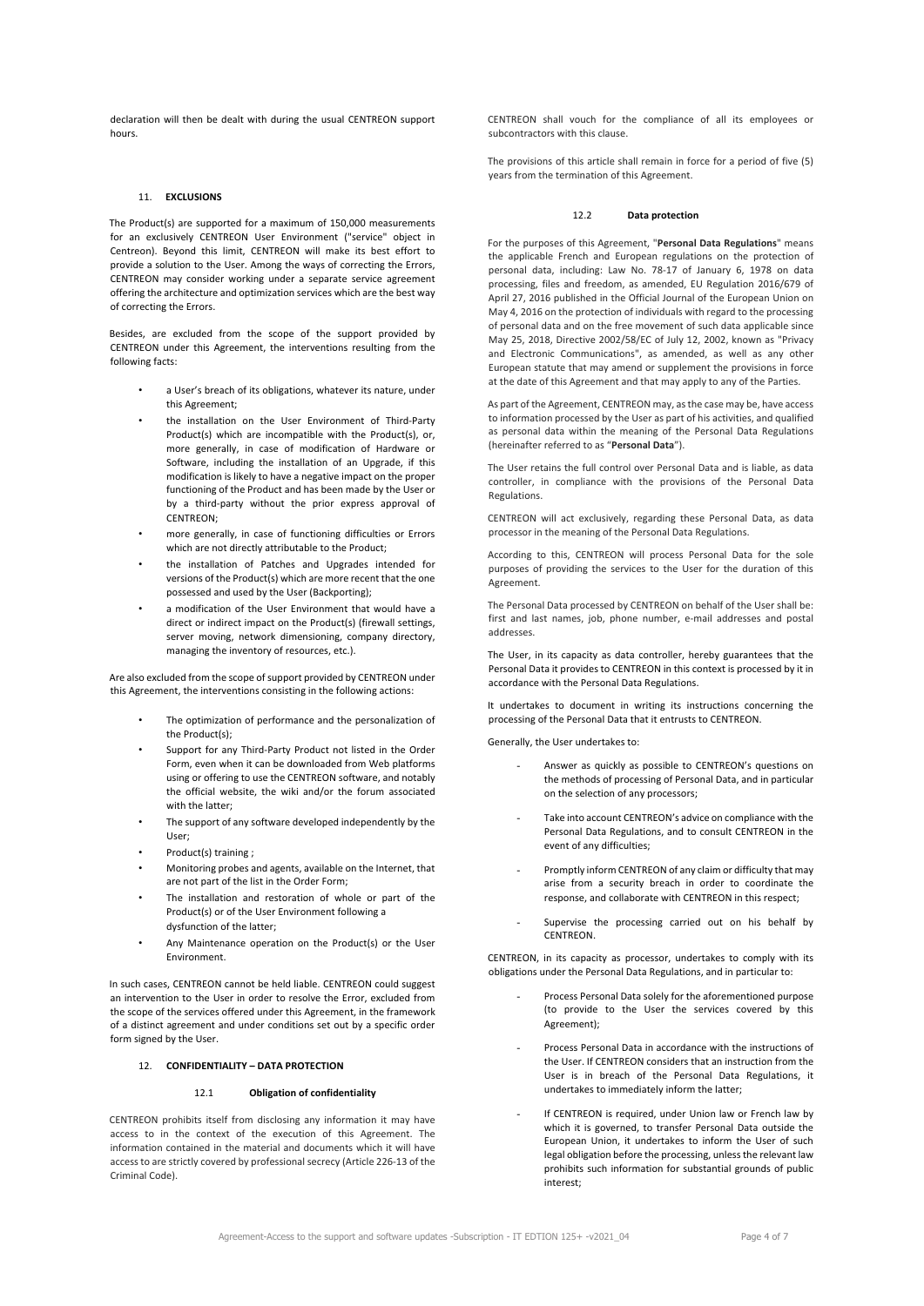declaration will then be dealt with during the usual CENTREON support hours.

## 11. EXCLUSIONS

The Product(s) are supported for a maximum of 150,000 measurements for an exclusively CENTREON User Environment ("service" object in Centreon). Beyond this limit, CENTREON will make its best effort to provide a solution to the User. Among the ways of correcting the Errors, CENTREON may consider working under a separate service agreement offering the architecture and optimization services which are the best way of correcting the Errors.

Besides, are excluded from the scope of the support provided by CENTREON under this Agreement, the interventions resulting from the following facts:

- a User's breach of its obligations, whatever its nature, under this Agreement;
- the installation on the User Environment of Third-Party Product(s) which are incompatible with the Product(s), or, more generally, in case of modification of Hardware or Software, including the installation of an Upgrade, if this modification is likely to have a negative impact on the proper functioning of the Product and has been made by the User or by a third-party without the prior express approval of CENTREON;
- more generally, in case of functioning difficulties or Errors which are not directly attributable to the Product;
- the installation of Patches and Upgrades intended for versions of the Product(s) which are more recent that the one possessed and used by the User (Backporting);
- a modification of the User Environment that would have a direct or indirect impact on the Product(s) (firewall settings, server moving, network dimensioning, company directory, managing the inventory of resources, etc.).

Are also excluded from the scope of support provided by CENTREON under this Agreement, the interventions consisting in the following actions:

- The optimization of performance and the personalization of the Product(s);
- Support for any Third-Party Product not listed in the Order Form, even when it can be downloaded from Web platforms using or offering to use the CENTREON software, and notably the official website, the wiki and/or the forum associated with the latter;
- The support of any software developed independently by the User;
- Product(s) training ;
- Monitoring probes and agents, available on the Internet, that are not part of the list in the Order Form;
- The installation and restoration of whole or part of the Product(s) or of the User Environment following a dysfunction of the latter;
- Any Maintenance operation on the Product(s) or the User Environment.

In such cases, CENTREON cannot be held liable. CENTREON could suggest an intervention to the User in order to resolve the Error, excluded from the scope of the services offered under this Agreement, in the framework of a distinct agreement and under conditions set out by a specific order form signed by the User.

## 12. CONFIDENTIALITY – DATA PROTECTION

### 12.1 Obligation of confidentiality

CENTREON prohibits itself from disclosing any information it may have access to in the context of the execution of this Agreement. The information contained in the material and documents which it will have access to are strictly covered by professional secrecy (Article 226-13 of the Criminal Code).

CENTREON shall vouch for the compliance of all its employees or subcontractors with this clause.

The provisions of this article shall remain in force for a period of five (5) years from the termination of this Agreement.

### 12.2 Data protection

For the purposes of this Agreement, "**Personal Data Regulations**" means the applicable French and European regulations on the protection of personal data, including: Law No. 78-17 of January 6, 1978 on data processing, files and freedom, as amended, EU Regulation 2016/679 of April 27, 2016 published in the Official Journal of the European Union on May 4, 2016 on the protection of individuals with regard to the processing of personal data and on the free movement of such data applicable since May 25, 2018, Directive 2002/58/EC of July 12, 2002, known as "Privacy and Electronic Communications", as amended, as well as any other European statute that may amend or supplement the provisions in force at the date of this Agreement and that may apply to any of the Parties.

As part of the Agreement, CENTREON may, as the case may be, have access to information processed by the User as part of his activities, and qualified as personal data within the meaning of the Personal Data Regulations (hereinafter referred to as "**Personal Data**").

The User retains the full control over Personal Data and is liable, as data controller, in compliance with the provisions of the Personal Data Regulations.

CENTREON will act exclusively, regarding these Personal Data, as data processor in the meaning of the Personal Data Regulations.

According to this, CENTREON will process Personal Data for the sole purposes of providing the services to the User for the duration of this Agreement.

The Personal Data processed by CENTREON on behalf of the User shall be: first and last names, job, phone number, e-mail addresses and postal addresses.

The User, in its capacity as data controller, hereby guarantees that the Personal Data it provides to CENTREON in this context is processed by it in accordance with the Personal Data Regulations.

It undertakes to document in writing its instructions concerning the processing of the Personal Data that it entrusts to CENTREON.

Generally, the User undertakes to:

- Answer as quickly as possible to CENTREON's questions on the methods of processing of Personal Data, and in particular on the selection of any processors;
- Take into account CENTREON's advice on compliance with the Personal Data Regulations, and to consult CENTREON in the event of any difficulties;
- Promptly inform CENTREON of any claim or difficulty that may arise from a security breach in order to coordinate the response, and collaborate with CENTREON in this respect;
- Supervise the processing carried out on his behalf by CENTREON.

CENTREON, in its capacity as processor, undertakes to comply with its obligations under the Personal Data Regulations, and in particular to:

- Process Personal Data solely for the aforementioned purpose (to provide to the User the services covered by this Agreement);
- Process Personal Data in accordance with the instructions of the User. If CENTREON considers that an instruction from the User is in breach of the Personal Data Regulations, it undertakes to immediately inform the latter;
- If CENTREON is required, under Union law or French law by which it is governed, to transfer Personal Data outside the European Union, it undertakes to inform the User of such legal obligation before the processing, unless the relevant law prohibits such information for substantial grounds of public interest;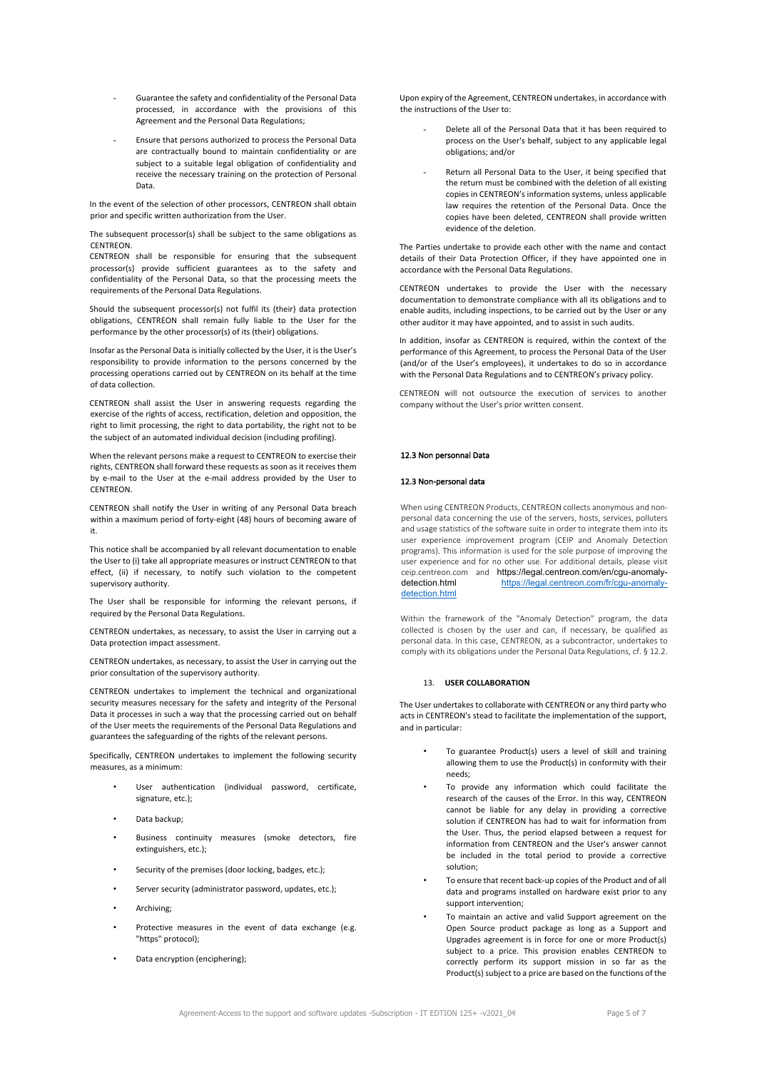- Guarantee the safety and confidentiality of the Personal Data processed, in accordance with the provisions of this Agreement and the Personal Data Regulations;
- Ensure that persons authorized to process the Personal Data are contractually bound to maintain confidentiality or are subject to a suitable legal obligation of confidentiality and receive the necessary training on the protection of Personal Data.

In the event of the selection of other processors, CENTREON shall obtain prior and specific written authorization from the User.

The subsequent processor(s) shall be subject to the same obligations as CENTREON.
CENTREON shall be responsible for ensuring that the subsequent processor(s) provide sufficient guarantees as to the safety and confidentiality of the Personal Data, so that the processing meets the requirements of the Personal Data Regulations.

Should the subsequent processor(s) not fulfil its (their) data protection obligations, CENTREON shall remain fully liable to the User for the performance by the other processor(s) of its (their) obligations.

Insofar as the Personal Data is initially collected by the User, it is the User's responsibility to provide information to the persons concerned by the processing operations carried out by CENTREON on its behalf at the time of data collection.

CENTREON shall assist the User in answering requests regarding the exercise of the rights of access, rectification, deletion and opposition, the right to limit processing, the right to data portability, the right not to be the subject of an automated individual decision (including profiling).

When the relevant persons make a request to CENTREON to exercise their rights, CENTREON shall forward these requests as soon as it receives them by e-mail to the User at the e-mail address provided by the User to CENTREON.

CENTREON shall notify the User in writing of any Personal Data breach within a maximum period of forty-eight (48) hours of becoming aware of it.

This notice shall be accompanied by all relevant documentation to enable the User to (i) take all appropriate measures or instruct CENTREON to that effect, (ii) if necessary, to notify such violation to the competent supervisory authority.

The User shall be responsible for informing the relevant persons, if required by the Personal Data Regulations.

CENTREON undertakes, as necessary, to assist the User in carrying out a Data protection impact assessment.

CENTREON undertakes, as necessary, to assist the User in carrying out the prior consultation of the supervisory authority.

CENTREON undertakes to implement the technical and organizational security measures necessary for the safety and integrity of the Personal Data it processes in such a way that the processing carried out on behalf of the User meets the requirements of the Personal Data Regulations and guarantees the safeguarding of the rights of the relevant persons.

Specifically, CENTREON undertakes to implement the following security measures, as a minimum:

- User authentication (individual password, certificate, signature, etc.);
- Data backup;
- Business continuity measures (smoke detectors, fire extinguishers, etc.);
- Security of the premises (door locking, badges, etc.);
- Server security (administrator password, updates, etc.);
- Archiving;
- Protective measures in the event of data exchange (e.g. "https" protocol);
- Data encryption (enciphering);

Upon expiry of the Agreement, CENTREON undertakes, in accordance with the instructions of the User to:

- Delete all of the Personal Data that it has been required to process on the User's behalf, subject to any applicable legal obligations; and/or
- Return all Personal Data to the User, it being specified that the return must be combined with the deletion of all existing copies in CENTREON's information systems, unless applicable law requires the retention of the Personal Data. Once the copies have been deleted, CENTREON shall provide written evidence of the deletion.

The Parties undertake to provide each other with the name and contact details of their Data Protection Officer, if they have appointed one in accordance with the Personal Data Regulations.

CENTREON undertakes to provide the User with the necessary documentation to demonstrate compliance with all its obligations and to enable audits, including inspections, to be carried out by the User or any other auditor it may have appointed, and to assist in such audits.

In addition, insofar as CENTREON is required, within the context of the performance of this Agreement, to process the Personal Data of the User (and/or of the User's employees), it undertakes to do so in accordance with the Personal Data Regulations and to CENTREON's privacy policy.

CENTREON will not outsource the execution of services to another company without the User's prior written consent.

#### 12.3 Non personnal Data

#### 12.3 Non-personal data

When using CENTREON Products, CENTREON collects anonymous and non-personal data concerning the use of the servers, hosts, services, polluters and usage statistics of the software suite in order to integrate them into its user experience improvement program (CEIP and Anomaly Detection programs). This information is used for the sole purpose of improving the user experience and for no other use. For additional details, please visit ceip.centreon.com and https://legal.centreon.com/en/cgu-anomaly-detection.html https://legal.centreon.com/fr/cgu-anomaly-detection.html

Within the framework of the "Anomaly Detection" program, the data collected is chosen by the user and can, if necessary, be qualified as personal data. In this case, CENTREON, as a subcontractor, undertakes to comply with its obligations under the Personal Data Regulations, cf. § 12.2.

### 13. USER COLLABORATION

The User undertakes to collaborate with CENTREON or any third party who acts in CENTREON's stead to facilitate the implementation of the support, and in particular:

- To guarantee Product(s) users a level of skill and training allowing them to use the Product(s) in conformity with their needs;
- To provide any information which could facilitate the research of the causes of the Error. In this way, CENTREON cannot be liable for any delay in providing a corrective solution if CENTREON has had to wait for information from the User. Thus, the period elapsed between a request for information from CENTREON and the User's answer cannot be included in the total period to provide a corrective solution;
- To ensure that recent back-up copies of the Product and of all data and programs installed on hardware exist prior to any support intervention;
- To maintain an active and valid Support agreement on the Open Source product package as long as a Support and Upgrades agreement is in force for one or more Product(s) subject to a price. This provision enables CENTREON to correctly perform its support mission in so far as the Product(s) subject to a price are based on the functions of the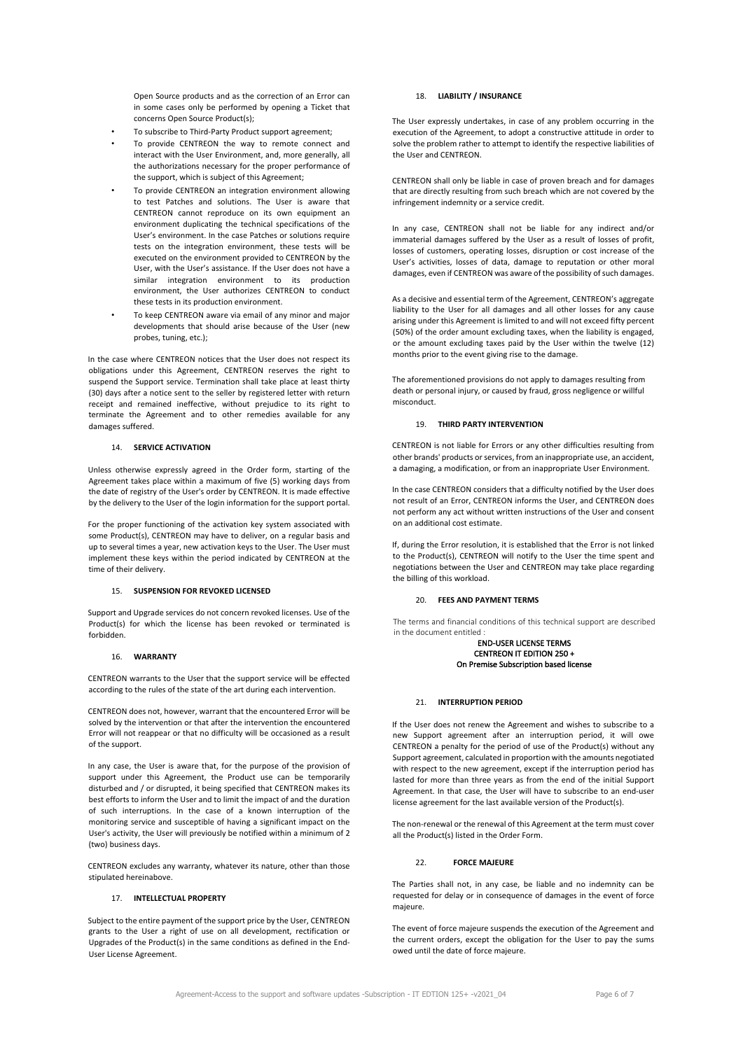Open Source products and as the correction of an Error can in some cases only be performed by opening a Ticket that concerns Open Source Product(s);

- To subscribe to Third-Party Product support agreement;
- To provide CENTREON the way to remote connect and interact with the User Environment, and, more generally, all the authorizations necessary for the proper performance of the support, which is subject of this Agreement;
- To provide CENTREON an integration environment allowing to test Patches and solutions. The User is aware that CENTREON cannot reproduce on its own equipment an environment duplicating the technical specifications of the User's environment. In the case Patches or solutions require tests on the integration environment, these tests will be executed on the environment provided to CENTREON by the User, with the User's assistance. If the User does not have a similar integration environment to its production environment, the User authorizes CENTREON to conduct these tests in its production environment.
- To keep CENTREON aware via email of any minor and major developments that should arise because of the User (new probes, tuning, etc.);

In the case where CENTREON notices that the User does not respect its obligations under this Agreement, CENTREON reserves the right to suspend the Support service. Termination shall take place at least thirty (30) days after a notice sent to the seller by registered letter with return receipt and remained ineffective, without prejudice to its right to terminate the Agreement and to other remedies available for any damages suffered.

## 14. SERVICE ACTIVATION

Unless otherwise expressly agreed in the Order form, starting of the Agreement takes place within a maximum of five (5) working days from the date of registry of the User's order by CENTREON. It is made effective by the delivery to the User of the login information for the support portal.

For the proper functioning of the activation key system associated with some Product(s), CENTREON may have to deliver, on a regular basis and up to several times a year, new activation keys to the User. The User must implement these keys within the period indicated by CENTREON at the time of their delivery.

## 15. SUSPENSION FOR REVOKED LICENSED

Support and Upgrade services do not concern revoked licenses. Use of the Product(s) for which the license has been revoked or terminated is forbidden.

## 16. WARRANTY

CENTREON warrants to the User that the support service will be effected according to the rules of the state of the art during each intervention.

CENTREON does not, however, warrant that the encountered Error will be solved by the intervention or that after the intervention the encountered Error will not reappear or that no difficulty will be occasioned as a result of the support.

In any case, the User is aware that, for the purpose of the provision of support under this Agreement, the Product use can be temporarily disturbed and / or disrupted, it being specified that CENTREON makes its best efforts to inform the User and to limit the impact of and the duration of such interruptions. In the case of a known interruption of the monitoring service and susceptible of having a significant impact on the User's activity, the User will previously be notified within a minimum of 2 (two) business days.

CENTREON excludes any warranty, whatever its nature, other than those stipulated hereinabove.

## 17. INTELLECTUAL PROPERTY

Subject to the entire payment of the support price by the User, CENTREON grants to the User a right of use on all development, rectification or Upgrades of the Product(s) in the same conditions as defined in the End-User License Agreement.

## 18. LIABILITY / INSURANCE

The User expressly undertakes, in case of any problem occurring in the execution of the Agreement, to adopt a constructive attitude in order to solve the problem rather to attempt to identify the respective liabilities of the User and CENTREON.

CENTREON shall only be liable in case of proven breach and for damages that are directly resulting from such breach which are not covered by the infringement indemnity or a service credit.

In any case, CENTREON shall not be liable for any indirect and/or immaterial damages suffered by the User as a result of losses of profit, losses of customers, operating losses, disruption or cost increase of the User's activities, losses of data, damage to reputation or other moral damages, even if CENTREON was aware of the possibility of such damages.

As a decisive and essential term of the Agreement, CENTREON's aggregate liability to the User for all damages and all other losses for any cause arising under this Agreement is limited to and will not exceed fifty percent (50%) of the order amount excluding taxes, when the liability is engaged, or the amount excluding taxes paid by the User within the twelve (12) months prior to the event giving rise to the damage.

The aforementioned provisions do not apply to damages resulting from death or personal injury, or caused by fraud, gross negligence or willful misconduct.

## 19. THIRD PARTY INTERVENTION

CENTREON is not liable for Errors or any other difficulties resulting from other brands' products or services, from an inappropriate use, an accident, a damaging, a modification, or from an inappropriate User Environment.

In the case CENTREON considers that a difficulty notified by the User does not result of an Error, CENTREON informs the User, and CENTREON does not perform any act without written instructions of the User and consent on an additional cost estimate.

If, during the Error resolution, it is established that the Error is not linked to the Product(s), CENTREON will notify to the User the time spent and negotiations between the User and CENTREON may take place regarding the billing of this workload.

## 20. FEES AND PAYMENT TERMS

The terms and financial conditions of this technical support are described in the document entitled :

**END-USER LICENSE TERMS**
**CENTREON IT EDITION 250 +**
**On Premise Subscription based license**

## 21. INTERRUPTION PERIOD

If the User does not renew the Agreement and wishes to subscribe to a new Support agreement after an interruption period, it will owe CENTREON a penalty for the period of use of the Product(s) without any Support agreement, calculated in proportion with the amounts negotiated with respect to the new agreement, except if the interruption period has lasted for more than three years as from the end of the initial Support Agreement. In that case, the User will have to subscribe to an end-user license agreement for the last available version of the Product(s).

The non-renewal or the renewal of this Agreement at the term must cover all the Product(s) listed in the Order Form.

## 22. FORCE MAJEURE

The Parties shall not, in any case, be liable and no indemnity can be requested for delay or in consequence of damages in the event of force majeure.

The event of force majeure suspends the execution of the Agreement and the current orders, except the obligation for the User to pay the sums owed until the date of force majeure.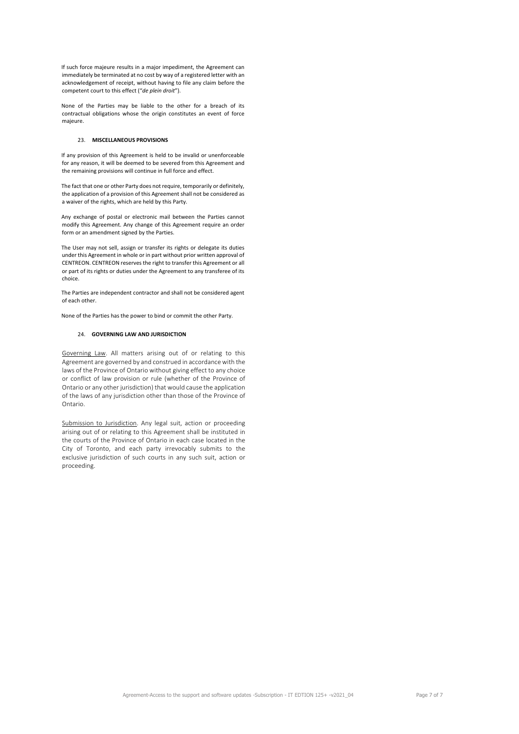If such force majeure results in a major impediment, the Agreement can immediately be terminated at no cost by way of a registered letter with an acknowledgement of receipt, without having to file any claim before the competent court to this effect ("*de plein droit*").

None of the Parties may be liable to the other for a breach of its contractual obligations whose the origin constitutes an event of force majeure.

## 23. MISCELLANEOUS PROVISIONS

If any provision of this Agreement is held to be invalid or unenforceable for any reason, it will be deemed to be severed from this Agreement and the remaining provisions will continue in full force and effect.

The fact that one or other Party does not require, temporarily or definitely, the application of a provision of this Agreement shall not be considered as a waiver of the rights, which are held by this Party.

Any exchange of postal or electronic mail between the Parties cannot modify this Agreement. Any change of this Agreement require an order form or an amendment signed by the Parties.

The User may not sell, assign or transfer its rights or delegate its duties under this Agreement in whole or in part without prior written approval of CENTREON. CENTREON reserves the right to transfer this Agreement or all or part of its rights or duties under the Agreement to any transferee of its choice.

The Parties are independent contractor and shall not be considered agent of each other.

None of the Parties has the power to bind or commit the other Party.

## 24. GOVERNING LAW AND JURISDICTION

Governing Law. All matters arising out of or relating to this Agreement are governed by and construed in accordance with the laws of the Province of Ontario without giving effect to any choice or conflict of law provision or rule (whether of the Province of Ontario or any other jurisdiction) that would cause the application of the laws of any jurisdiction other than those of the Province of Ontario.

Submission to Jurisdiction. Any legal suit, action or proceeding arising out of or relating to this Agreement shall be instituted in the courts of the Province of Ontario in each case located in the City of Toronto, and each party irrevocably submits to the exclusive jurisdiction of such courts in any such suit, action or proceeding.